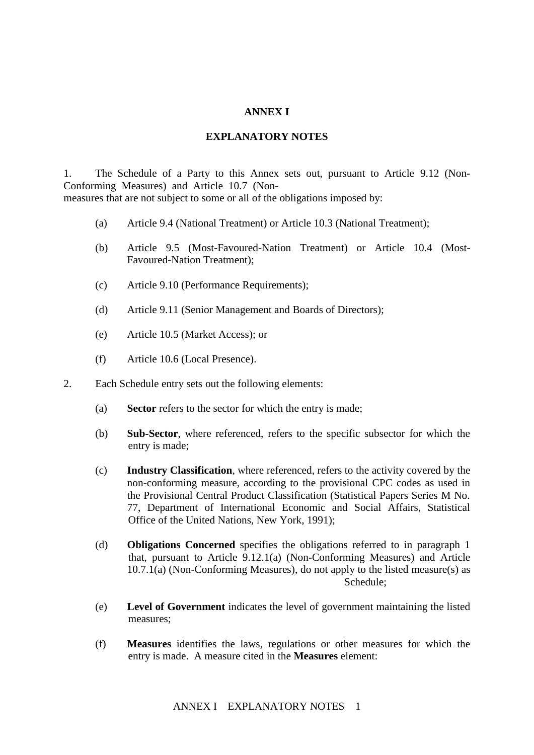# ANNEX I

## EXPLANATORY NOTES

1. The Schedule of a Party to this Annex sets out, pursuant to Article 9.12 (Non-Conforming Measures) and Article 10.7 (Non-
measures that are not subject to some or all of the obligations imposed by:

(a) Article 9.4 (National Treatment) or Article 10.3 (National Treatment);

(b) Article 9.5 (Most-Favoured-Nation Treatment) or Article 10.4 (Most-Favoured-Nation Treatment);

(c) Article 9.10 (Performance Requirements);

(d) Article 9.11 (Senior Management and Boards of Directors);

(e) Article 10.5 (Market Access); or

(f) Article 10.6 (Local Presence).

2. Each Schedule entry sets out the following elements:

(a) **Sector** refers to the sector for which the entry is made;

(b) **Sub-Sector**, where referenced, refers to the specific subsector for which the entry is made;

(c) **Industry Classification**, where referenced, refers to the activity covered by the non-conforming measure, according to the provisional CPC codes as used in the Provisional Central Product Classification (Statistical Papers Series M No. 77, Department of International Economic and Social Affairs, Statistical Office of the United Nations, New York, 1991);

(d) **Obligations Concerned** specifies the obligations referred to in paragraph 1 that, pursuant to Article 9.12.1(a) (Non-Conforming Measures) and Article 10.7.1(a) (Non-Conforming Measures), do not apply to the listed measure(s) as Schedule;

(e) **Level of Government** indicates the level of government maintaining the listed measures;

(f) **Measures** identifies the laws, regulations or other measures for which the entry is made. A measure cited in the **Measures** element: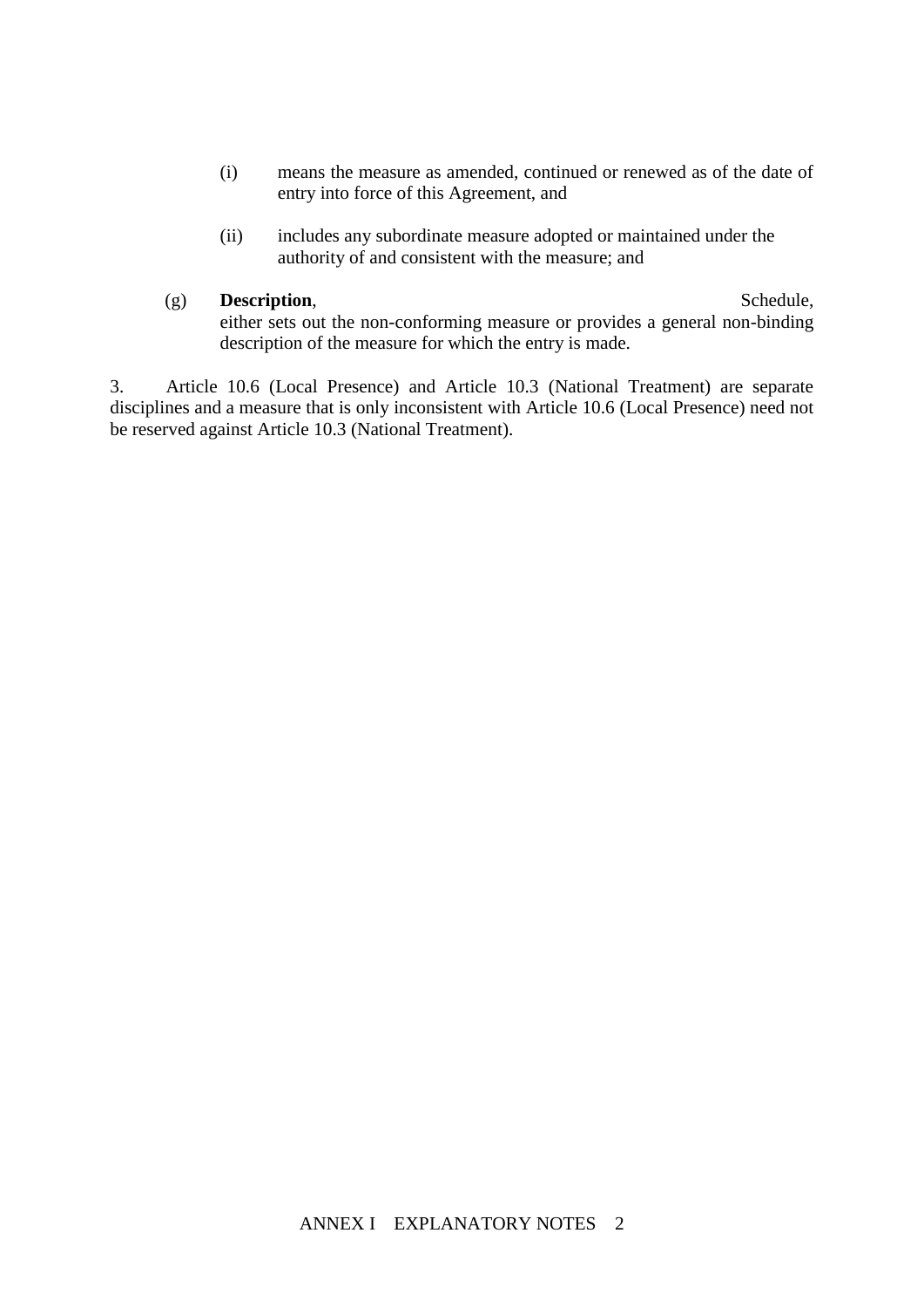(i) means the measure as amended, continued or renewed as of the date of entry into force of this Agreement, and

(ii) includes any subordinate measure adopted or maintained under the authority of and consistent with the measure; and

(g) **Description**, Schedule, either sets out the non-conforming measure or provides a general non-binding description of the measure for which the entry is made.

3. Article 10.6 (Local Presence) and Article 10.3 (National Treatment) are separate disciplines and a measure that is only inconsistent with Article 10.6 (Local Presence) need not be reserved against Article 10.3 (National Treatment).